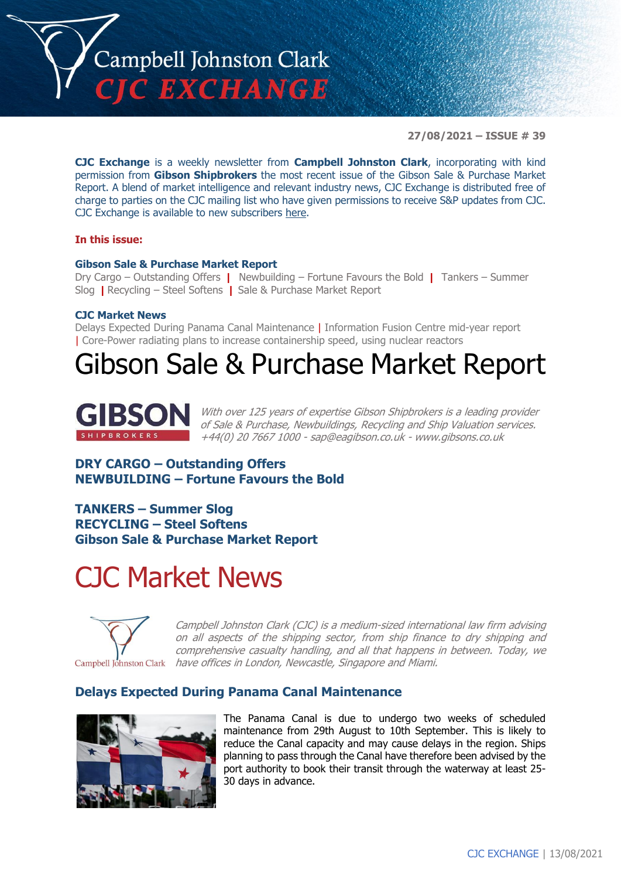# Campbell Johnston Clark CJC EXCHANGE

**27/08/2021 – ISSUE # 39**

**CJC Exchange** is a weekly newsletter from **Campbell Johnston Clark**, incorporating with kind permission from **Gibson Shipbrokers** the most recent issue of the Gibson Sale & Purchase Market Report. A blend of market intelligence and relevant industry news, CJC Exchange is distributed free of charge to parties on the CJC mailing list who have given permissions to receive S&P updates from CJC. CJC Exchange is available to new subscribers here.

**In this issue:**

**Gibson Sale & Purchase Market Report**
Dry Cargo – Outstanding Offers | Newbuilding – Fortune Favours the Bold | Tankers – Summer Slog | Recycling – Steel Softens | Sale & Purchase Market Report

**CJC Market News**
Delays Expected During Panama Canal Maintenance | Information Fusion Centre mid-year report | Core-Power radiating plans to increase containership speed, using nuclear reactors

# Gibson Sale & Purchase Market Report

*With over 125 years of expertise Gibson Shipbrokers is a leading provider of Sale & Purchase, Newbuildings, Recycling and Ship Valuation services. +44(0) 20 7667 1000 - sap@eagibson.co.uk - www.gibsons.co.uk*

**DRY CARGO – Outstanding Offers**
**NEWBUILDING – Fortune Favours the Bold**

**TANKERS – Summer Slog**
**RECYCLING – Steel Softens**
**Gibson Sale & Purchase Market Report**

# CJC Market News

*Campbell Johnston Clark (CJC) is a medium-sized international law firm advising on all aspects of the shipping sector, from ship finance to dry shipping and comprehensive casualty handling, and all that happens in between. Today, we have offices in London, Newcastle, Singapore and Miami.*

## Delays Expected During Panama Canal Maintenance

The Panama Canal is due to undergo two weeks of scheduled maintenance from 29th August to 10th September. This is likely to reduce the Canal capacity and may cause delays in the region. Ships planning to pass through the Canal have therefore been advised by the port authority to book their transit through the waterway at least 25-30 days in advance.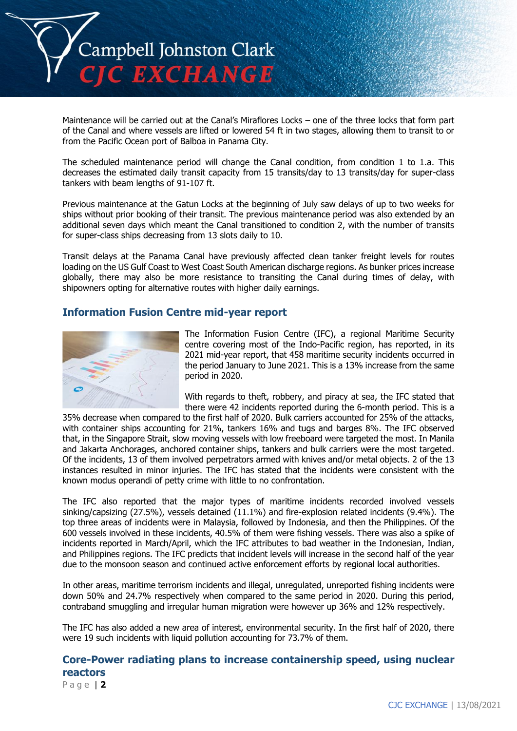Maintenance will be carried out at the Canal's Miraflores Locks – one of the three locks that form part of the Canal and where vessels are lifted or lowered 54 ft in two stages, allowing them to transit to or from the Pacific Ocean port of Balboa in Panama City.

The scheduled maintenance period will change the Canal condition, from condition 1 to 1.a. This decreases the estimated daily transit capacity from 15 transits/day to 13 transits/day for super-class tankers with beam lengths of 91-107 ft.

Previous maintenance at the Gatun Locks at the beginning of July saw delays of up to two weeks for ships without prior booking of their transit. The previous maintenance period was also extended by an additional seven days which meant the Canal transitioned to condition 2, with the number of transits for super-class ships decreasing from 13 slots daily to 10.

Transit delays at the Panama Canal have previously affected clean tanker freight levels for routes loading on the US Gulf Coast to West Coast South American discharge regions. As bunker prices increase globally, there may also be more resistance to transiting the Canal during times of delay, with shipowners opting for alternative routes with higher daily earnings.

## Information Fusion Centre mid-year report

The Information Fusion Centre (IFC), a regional Maritime Security centre covering most of the Indo-Pacific region, has reported, in its 2021 mid-year report, that 458 maritime security incidents occurred in the period January to June 2021. This is a 13% increase from the same period in 2020.

With regards to theft, robbery, and piracy at sea, the IFC stated that there were 42 incidents reported during the 6-month period. This is a 35% decrease when compared to the first half of 2020. Bulk carriers accounted for 25% of the attacks, with container ships accounting for 21%, tankers 16% and tugs and barges 8%. The IFC observed that, in the Singapore Strait, slow moving vessels with low freeboard were targeted the most. In Manila and Jakarta Anchorages, anchored container ships, tankers and bulk carriers were the most targeted. Of the incidents, 13 of them involved perpetrators armed with knives and/or metal objects. 2 of the 13 instances resulted in minor injuries. The IFC has stated that the incidents were consistent with the known modus operandi of petty crime with little to no confrontation.

The IFC also reported that the major types of maritime incidents recorded involved vessels sinking/capsizing (27.5%), vessels detained (11.1%) and fire-explosion related incidents (9.4%). The top three areas of incidents were in Malaysia, followed by Indonesia, and then the Philippines. Of the 600 vessels involved in these incidents, 40.5% of them were fishing vessels. There was also a spike of incidents reported in March/April, which the IFC attributes to bad weather in the Indonesian, Indian, and Philippines regions. The IFC predicts that incident levels will increase in the second half of the year due to the monsoon season and continued active enforcement efforts by regional local authorities.

In other areas, maritime terrorism incidents and illegal, unregulated, unreported fishing incidents were down 50% and 24.7% respectively when compared to the same period in 2020. During this period, contraband smuggling and irregular human migration were however up 36% and 12% respectively.

The IFC has also added a new area of interest, environmental security. In the first half of 2020, there were 19 such incidents with liquid pollution accounting for 73.7% of them.

## Core-Power radiating plans to increase containership speed, using nuclear reactors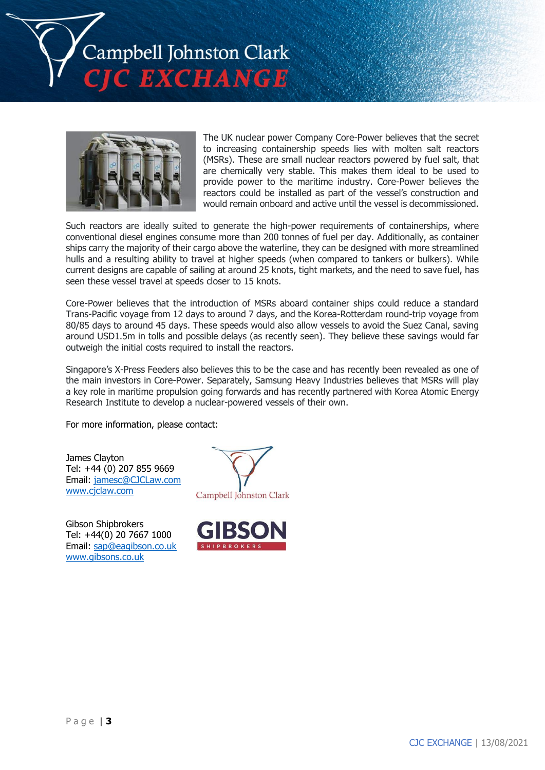The UK nuclear power Company Core-Power believes that the secret to increasing containership speeds lies with molten salt reactors (MSRs). These are small nuclear reactors powered by fuel salt, that are chemically very stable. This makes them ideal to be used to provide power to the maritime industry. Core-Power believes the reactors could be installed as part of the vessel's construction and would remain onboard and active until the vessel is decommissioned.

Such reactors are ideally suited to generate the high-power requirements of containerships, where conventional diesel engines consume more than 200 tonnes of fuel per day. Additionally, as container ships carry the majority of their cargo above the waterline, they can be designed with more streamlined hulls and a resulting ability to travel at higher speeds (when compared to tankers or bulkers). While current designs are capable of sailing at around 25 knots, tight markets, and the need to save fuel, has seen these vessel travel at speeds closer to 15 knots.

Core-Power believes that the introduction of MSRs aboard container ships could reduce a standard Trans-Pacific voyage from 12 days to around 7 days, and the Korea-Rotterdam round-trip voyage from 80/85 days to around 45 days. These speeds would also allow vessels to avoid the Suez Canal, saving around USD1.5m in tolls and possible delays (as recently seen). They believe these savings would far outweigh the initial costs required to install the reactors.

Singapore's X-Press Feeders also believes this to be the case and has recently been revealed as one of the main investors in Core-Power. Separately, Samsung Heavy Industries believes that MSRs will play a key role in maritime propulsion going forwards and has recently partnered with Korea Atomic Energy Research Institute to develop a nuclear-powered vessels of their own.

For more information, please contact:

James Clayton
Tel: +44 (0) 207 855 9669
Email: jamesc@CJCLaw.com
www.cjclaw.com

Gibson Shipbrokers
Tel: +44(0) 20 7667 1000
Email: sap@eagibson.co.uk
www.gibsons.co.uk